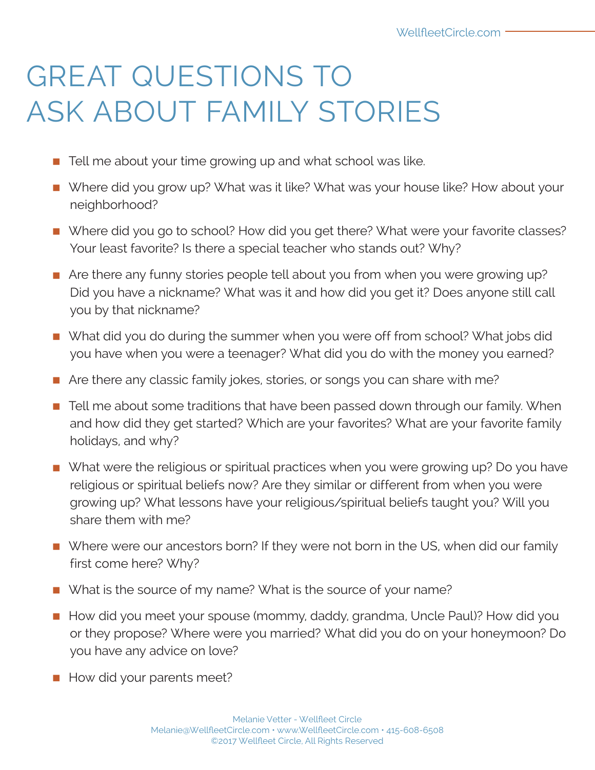# GREAT QUESTIONS TO ASK ABOUT FAMILY STORIES

- Tell me about your time growing up and what school was like.
- Where did you grow up? What was it like? What was your house like? How about your neighborhood?
- Where did you go to school? How did you get there? What were your favorite classes? Your least favorite? Is there a special teacher who stands out? Why?
- Are there any funny stories people tell about you from when you were growing up? Did you have a nickname? What was it and how did you get it? Does anyone still call you by that nickname?
- What did you do during the summer when you were off from school? What jobs did you have when you were a teenager? What did you do with the money you earned?
- Are there any classic family jokes, stories, or songs you can share with me?
- Tell me about some traditions that have been passed down through our family. When and how did they get started? Which are your favorites? What are your favorite family holidays, and why?
- What were the religious or spiritual practices when you were growing up? Do you have religious or spiritual beliefs now? Are they similar or different from when you were growing up? What lessons have your religious/spiritual beliefs taught you? Will you share them with me?
- Where were our ancestors born? If they were not born in the US, when did our family first come here? Why?
- What is the source of my name? What is the source of your name?
- How did you meet your spouse (mommy, daddy, grandma, Uncle Paul)? How did you or they propose? Where were you married? What did you do on your honeymoon? Do you have any advice on love?
- How did your parents meet?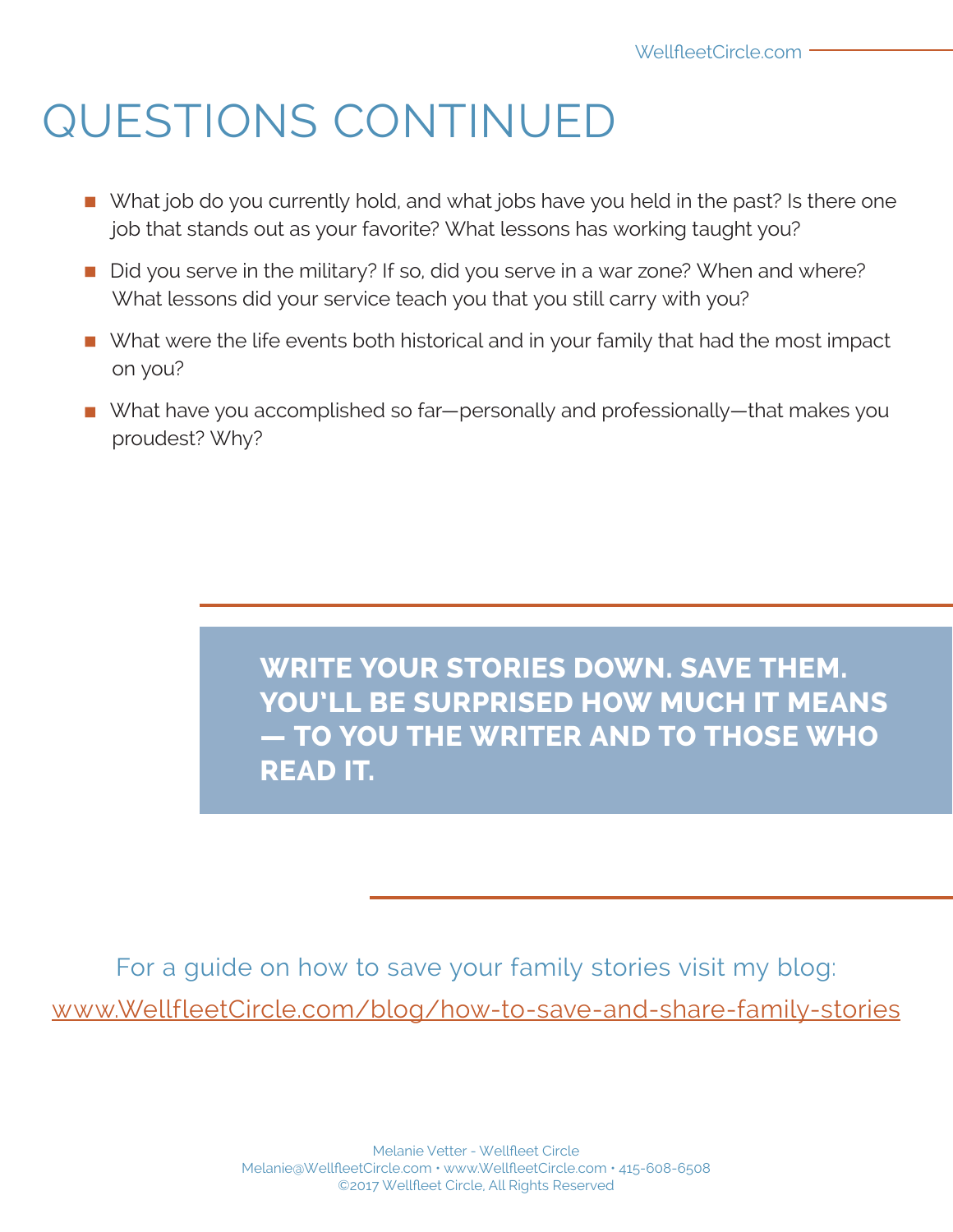# QUESTIONS CONTINUED

- What job do you currently hold, and what jobs have you held in the past? Is there one job that stands out as your favorite? What lessons has working taught you?
- Did you serve in the military? If so, did you serve in a war zone? When and where? What lessons did your service teach you that you still carry with you?
- What were the life events both historical and in your family that had the most impact on you?
- What have you accomplished so far—personally and professionally—that makes you proudest? Why?

**WRITE YOUR STORIES DOWN. SAVE THEM. YOU'LL BE SURPRISED HOW MUCH IT MEANS — TO YOU THE WRITER AND TO THOSE WHO READ IT.**

For a guide on how to save your family stories visit my blog:

www.WellfleetCircle.com/blog/how-to-save-and-share-family-stories

Melanie Vetter - Wellfleet Circle
Melanie@WellfleetCircle.com • www.WellfleetCircle.com • 415-608-6508
©2017 Wellfleet Circle, All Rights Reserved